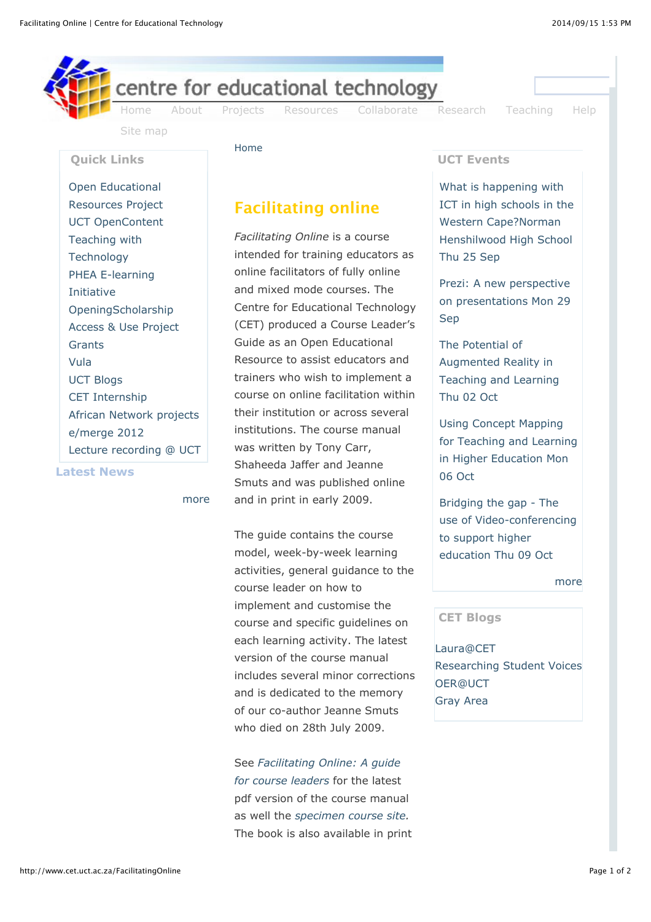centre for educational technology

Home About Projects Resources Collaborate Research Teaching Help Site map

## Quick Links

- Open Educational Resources Project
- UCT OpenContent
- Teaching with Technology
- PHEA E-learning Initiative
- OpeningScholarship
- Access & Use Project
- Grants
- Vula
- UCT Blogs
- CET Internship
- African Network projects
- e/merge 2012
- Lecture recording @ UCT

## Latest News

more

Home

# Facilitating online

*Facilitating Online* is a course intended for training educators as online facilitators of fully online and mixed mode courses. The Centre for Educational Technology (CET) produced a Course Leader's Guide as an Open Educational Resource to assist educators and trainers who wish to implement a course on online facilitation within their institution or across several institutions. The course manual was written by Tony Carr, Shaheeda Jaffer and Jeanne Smuts and was published online and in print in early 2009.

The guide contains the course model, week-by-week learning activities, general guidance to the course leader on how to implement and customise the course and specific guidelines on each learning activity. The latest version of the course manual includes several minor corrections and is dedicated to the memory of our co-author Jeanne Smuts who died on 28th July 2009.

See *Facilitating Online: A guide for course leaders* for the latest pdf version of the course manual as well the *specimen course site.* The book is also available in print

## UCT Events

What is happening with ICT in high schools in the Western Cape?Norman Henshilwood High School Thu 25 Sep

Prezi: A new perspective on presentations Mon 29 Sep

The Potential of Augmented Reality in Teaching and Learning Thu 02 Oct

Using Concept Mapping for Teaching and Learning in Higher Education Mon 06 Oct

Bridging the gap - The use of Video-conferencing to support higher education Thu 09 Oct

more

## CET Blogs

Laura@CET
Researching Student Voices
OER@UCT
Gray Area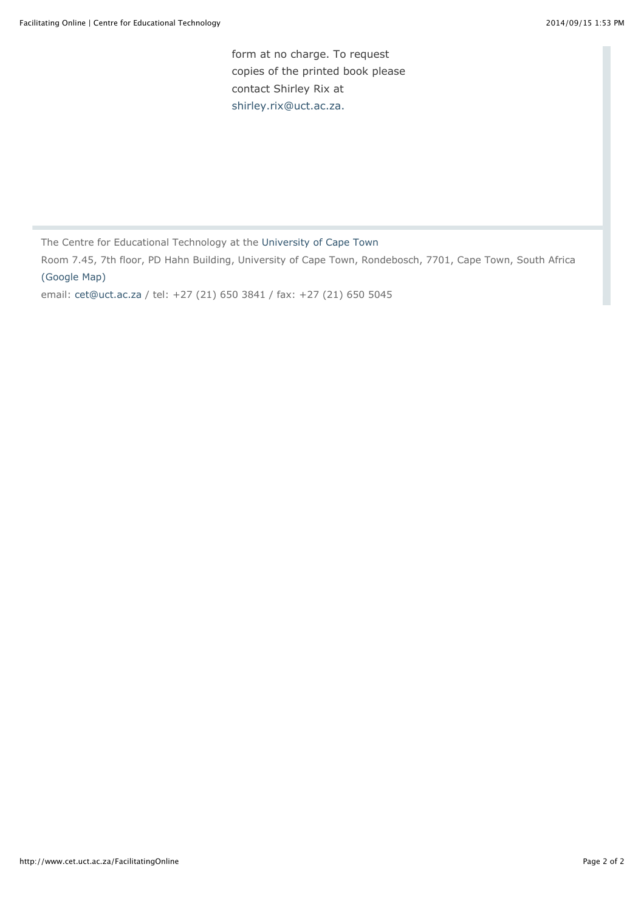form at no charge. To request copies of the printed book please contact Shirley Rix at shirley.rix@uct.ac.za.

The Centre for Educational Technology at the University of Cape Town

Room 7.45, 7th floor, PD Hahn Building, University of Cape Town, Rondebosch, 7701, Cape Town, South Africa (Google Map)

email: cet@uct.ac.za / tel: +27 (21) 650 3841 / fax: +27 (21) 650 5045